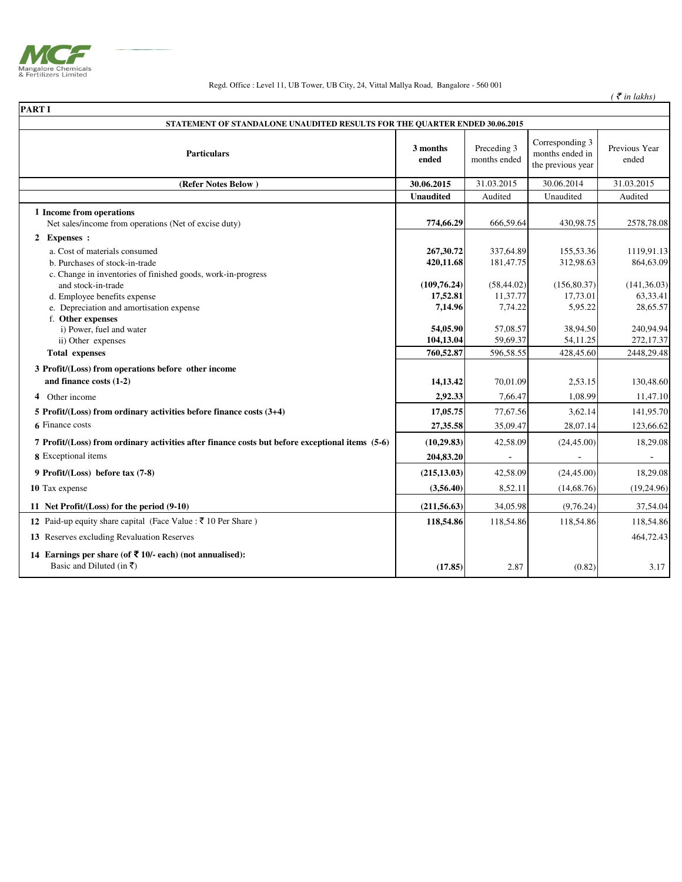Mangalore Chemicals & Fertilizers Limited

Regd. Office : Level 11, UB Tower, UB City, 24, Vittal Mallya Road, Bangalore - 560 001

*( ₹ in lakhs)*

**PART I**

**STATEMENT OF STANDALONE UNAUDITED RESULTS FOR THE QUARTER ENDED 30.06.2015**

| **Particulars** | **3 months ended** | Preceding 3 months ended | Corresponding 3 months ended in the previous year | Previous Year ended |
|---|---|---|---|---|
| **(Refer Notes Below )** | **30.06.2015** | 31.03.2015 | 30.06.2014 | 31.03.2015 |
| | **Unaudited** | Audited | Unaudited | Audited |
| **1 Income from operations** | | | | |
| Net sales/income from operations (Net of excise duty) | **774,66.29** | 666,59.64 | 430,98.75 | 2578,78.08 |
| **2 Expenses :** | | | | |
| a. Cost of materials consumed | **267,30.72** | 337,64.89 | 155,53.36 | 1119,91.13 |
| b. Purchases of stock-in-trade | **420,11.68** | 181,47.75 | 312,98.63 | 864,63.09 |
| c. Change in inventories of finished goods, work-in-progress and stock-in-trade | **(109,76.24)** | (58,44.02) | (156,80.37) | (141,36.03) |
| d. Employee benefits expense | **17,52.81** | 11,37.77 | 17,73.01 | 63,33.41 |
| e. Depreciation and amortisation expense | **7,14.96** | 7,74.22 | 5,95.22 | 28,65.57 |
| f. **Other expenses** | | | | |
| i) Power, fuel and water | **54,05.90** | 57,08.57 | 38,94.50 | 240,94.94 |
| ii) Other expenses | **104,13.04** | 59,69.37 | 54,11.25 | 272,17.37 |
| **Total expenses** | **760,52.87** | 596,58.55 | 428,45.60 | 2448,29.48 |
| **3 Profit/(Loss) from operations before other income and finance costs (1-2)** | **14,13.42** | 70,01.09 | 2,53.15 | 130,48.60 |
| 4 Other income | **2,92.33** | 7,66.47 | 1,08.99 | 11,47.10 |
| **5 Profit/(Loss) from ordinary activities before finance costs (3+4)** | **17,05.75** | 77,67.56 | 3,62.14 | 141,95.70 |
| 6 Finance costs | **27,35.58** | 35,09.47 | 28,07.14 | 123,66.62 |
| **7 Profit/(Loss) from ordinary activities after finance costs but before exceptional items (5-6)** | **(10,29.83)** | 42,58.09 | (24,45.00) | 18,29.08 |
| 8 Exceptional items | **204,83.20** | - | - | - |
| **9 Profit/(Loss) before tax (7-8)** | **(215,13.03)** | 42,58.09 | (24,45.00) | 18,29.08 |
| 10 Tax expense | **(3,56.40)** | 8,52.11 | (14,68.76) | (19,24.96) |
| **11 Net Profit/(Loss) for the period (9-10)** | **(211,56.63)** | 34,05.98 | (9,76.24) | 37,54.04 |
| 12 Paid-up equity share capital (Face Value : ₹ 10 Per Share ) | **118,54.86** | 118,54.86 | 118,54.86 | 118,54.86 |
| 13 Reserves excluding Revaluation Reserves | | | | 464,72.43 |
| **14 Earnings per share (of ₹ 10/- each) (not annualised):** Basic and Diluted (in ₹) | **(17.85)** | 2.87 | (0.82) | 3.17 |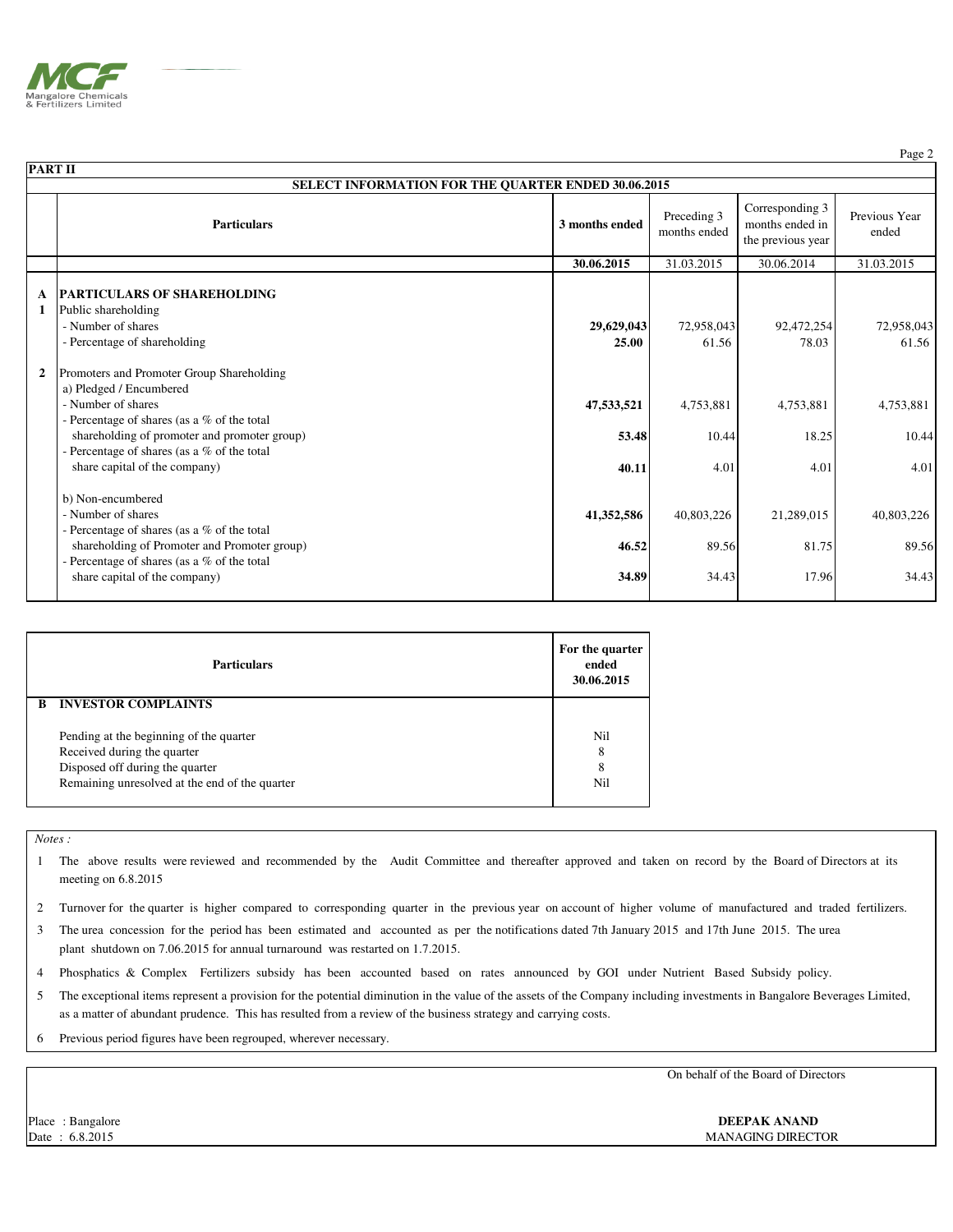Mangalore Chemicals & Fertilizers Limited

## PART II

### SELECT INFORMATION FOR THE QUARTER ENDED 30.06.2015

| | Particulars | 3 months ended | Preceding 3 months ended | Corresponding 3 months ended in the previous year | Previous Year ended |
|---|---|---|---|---|---|
| | | **30.06.2015** | 31.03.2015 | 30.06.2014 | 31.03.2015 |
| **A** | **PARTICULARS OF SHAREHOLDING** | | | | |
| **1** | Public shareholding | | | | |
| | - Number of shares | **29,629,043** | 72,958,043 | 92,472,254 | 72,958,043 |
| | - Percentage of shareholding | **25.00** | 61.56 | 78.03 | 61.56 |
| **2** | Promoters and Promoter Group Shareholding | | | | |
| | a) Pledged / Encumbered | | | | |
| | - Number of shares | **47,533,521** | 4,753,881 | 4,753,881 | 4,753,881 |
| | - Percentage of shares (as a % of the total shareholding of promoter and promoter group) | **53.48** | 10.44 | 18.25 | 10.44 |
| | - Percentage of shares (as a % of the total share capital of the company) | **40.11** | 4.01 | 4.01 | 4.01 |
| | b) Non-encumbered | | | | |
| | - Number of shares | **41,352,586** | 40,803,226 | 21,289,015 | 40,803,226 |
| | - Percentage of shares (as a % of the total shareholding of Promoter and Promoter group) | **46.52** | 89.56 | 81.75 | 89.56 |
| | - Percentage of shares (as a % of the total share capital of the company) | **34.89** | 34.43 | 17.96 | 34.43 |

| | Particulars | For the quarter ended 30.06.2015 |
|---|---|---|
| **B** | **INVESTOR COMPLAINTS** | |
| | Pending at the beginning of the quarter | Nil |
| | Received during the quarter | 8 |
| | Disposed off during the quarter | 8 |
| | Remaining unresolved at the end of the quarter | Nil |

*Notes :*

1. The above results were reviewed and recommended by the Audit Committee and thereafter approved and taken on record by the Board of Directors at its meeting on 6.8.2015
2. Turnover for the quarter is higher compared to corresponding quarter in the previous year on account of higher volume of manufactured and traded fertilizers.
3. The urea concession for the period has been estimated and accounted as per the notifications dated 7th January 2015 and 17th June 2015. The urea plant shutdown on 7.06.2015 for annual turnaround was restarted on 1.7.2015.
4. Phosphatics & Complex Fertilizers subsidy has been accounted based on rates announced by GOI under Nutrient Based Subsidy policy.
5. The exceptional items represent a provision for the potential diminution in the value of the assets of the Company including investments in Bangalore Beverages Limited, as a matter of abundant prudence. This has resulted from a review of the business strategy and carrying costs.
6. Previous period figures have been regrouped, wherever necessary.

On behalf of the Board of Directors

Place : Bangalore
Date : 6.8.2015

**DEEPAK ANAND**
MANAGING DIRECTOR